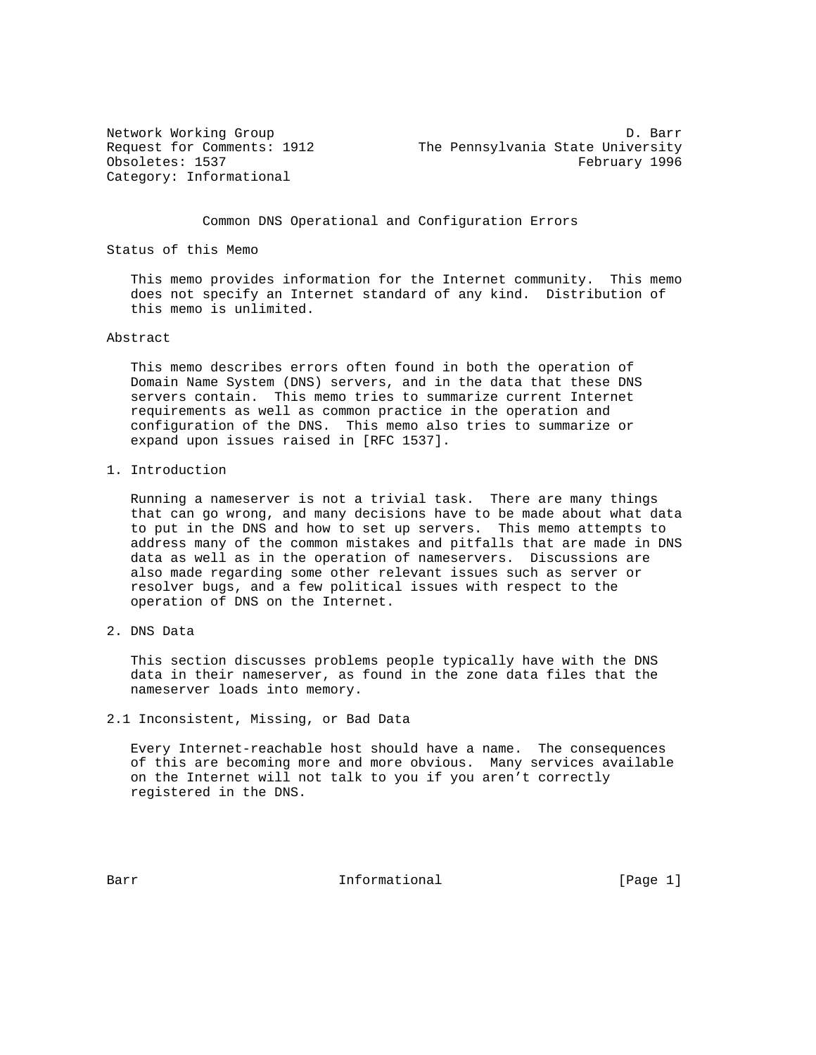Network Working Group D. Barr
Request for Comments: 1912 The Pennsylvania State University
Obsoletes: 1537 February 1996
Category: Informational

# Common DNS Operational and Configuration Errors

## Status of this Memo

This memo provides information for the Internet community. This memo does not specify an Internet standard of any kind. Distribution of this memo is unlimited.

## Abstract

This memo describes errors often found in both the operation of Domain Name System (DNS) servers, and in the data that these DNS servers contain. This memo tries to summarize current Internet requirements as well as common practice in the operation and configuration of the DNS. This memo also tries to summarize or expand upon issues raised in [RFC 1537].

## 1. Introduction

Running a nameserver is not a trivial task. There are many things that can go wrong, and many decisions have to be made about what data to put in the DNS and how to set up servers. This memo attempts to address many of the common mistakes and pitfalls that are made in DNS data as well as in the operation of nameservers. Discussions are also made regarding some other relevant issues such as server or resolver bugs, and a few political issues with respect to the operation of DNS on the Internet.

## 2. DNS Data

This section discusses problems people typically have with the DNS data in their nameserver, as found in the zone data files that the nameserver loads into memory.

### 2.1 Inconsistent, Missing, or Bad Data

Every Internet-reachable host should have a name. The consequences of this are becoming more and more obvious. Many services available on the Internet will not talk to you if you aren't correctly registered in the DNS.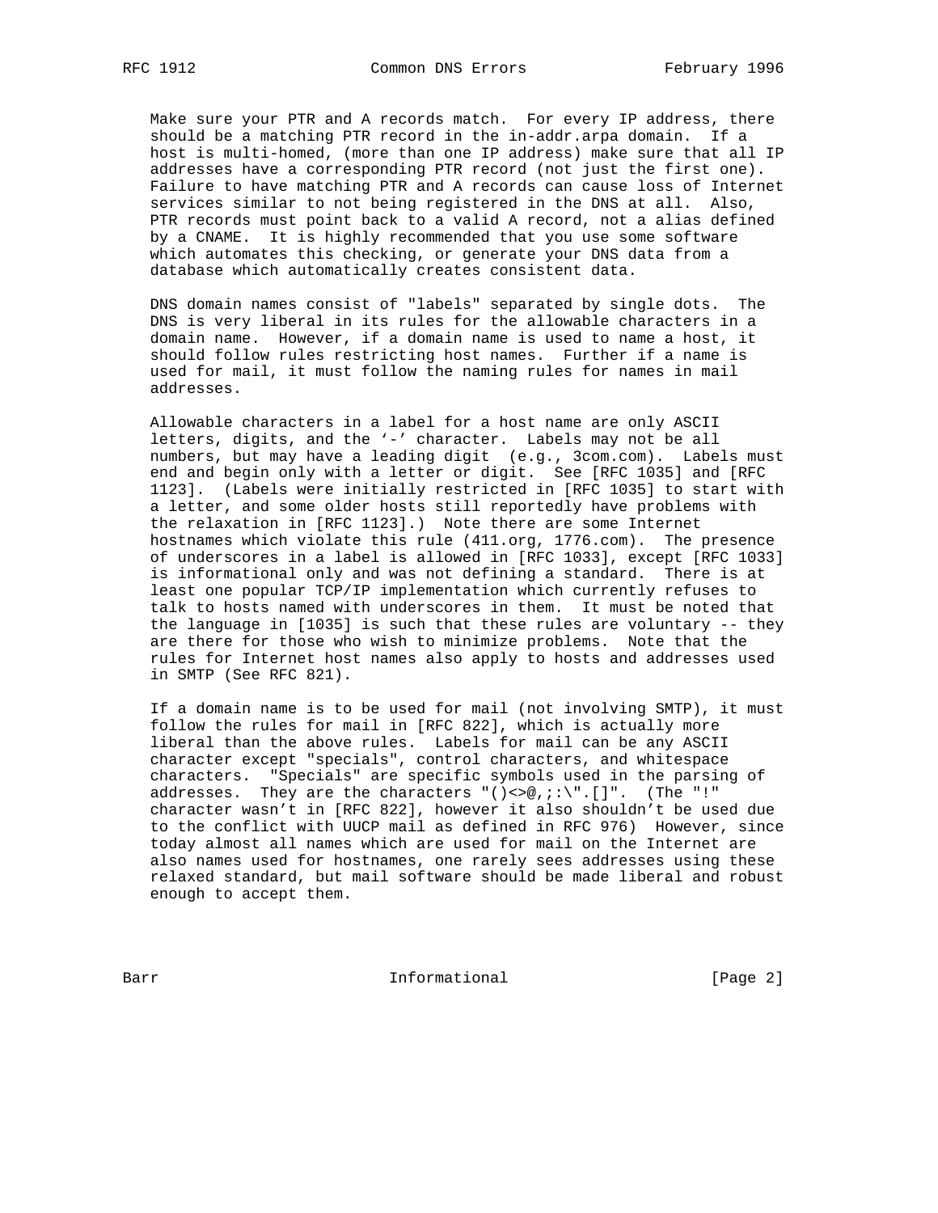Make sure your PTR and A records match. For every IP address, there should be a matching PTR record in the in-addr.arpa domain. If a host is multi-homed, (more than one IP address) make sure that all IP addresses have a corresponding PTR record (not just the first one). Failure to have matching PTR and A records can cause loss of Internet services similar to not being registered in the DNS at all. Also, PTR records must point back to a valid A record, not a alias defined by a CNAME. It is highly recommended that you use some software which automates this checking, or generate your DNS data from a database which automatically creates consistent data.

DNS domain names consist of "labels" separated by single dots. The DNS is very liberal in its rules for the allowable characters in a domain name. However, if a domain name is used to name a host, it should follow rules restricting host names. Further if a name is used for mail, it must follow the naming rules for names in mail addresses.

Allowable characters in a label for a host name are only ASCII letters, digits, and the '-' character. Labels may not be all numbers, but may have a leading digit (e.g., 3com.com). Labels must end and begin only with a letter or digit. See [RFC 1035] and [RFC 1123]. (Labels were initially restricted in [RFC 1035] to start with a letter, and some older hosts still reportedly have problems with the relaxation in [RFC 1123].) Note there are some Internet hostnames which violate this rule (411.org, 1776.com). The presence of underscores in a label is allowed in [RFC 1033], except [RFC 1033] is informational only and was not defining a standard. There is at least one popular TCP/IP implementation which currently refuses to talk to hosts named with underscores in them. It must be noted that the language in [1035] is such that these rules are voluntary -- they are there for those who wish to minimize problems. Note that the rules for Internet host names also apply to hosts and addresses used in SMTP (See RFC 821).

If a domain name is to be used for mail (not involving SMTP), it must follow the rules for mail in [RFC 822], which is actually more liberal than the above rules. Labels for mail can be any ASCII character except "specials", control characters, and whitespace characters. "Specials" are specific symbols used in the parsing of addresses. They are the characters "()<>@,;:\".[]". (The "!" character wasn't in [RFC 822], however it also shouldn't be used due to the conflict with UUCP mail as defined in RFC 976) However, since today almost all names which are used for mail on the Internet are also names used for hostnames, one rarely sees addresses using these relaxed standard, but mail software should be made liberal and robust enough to accept them.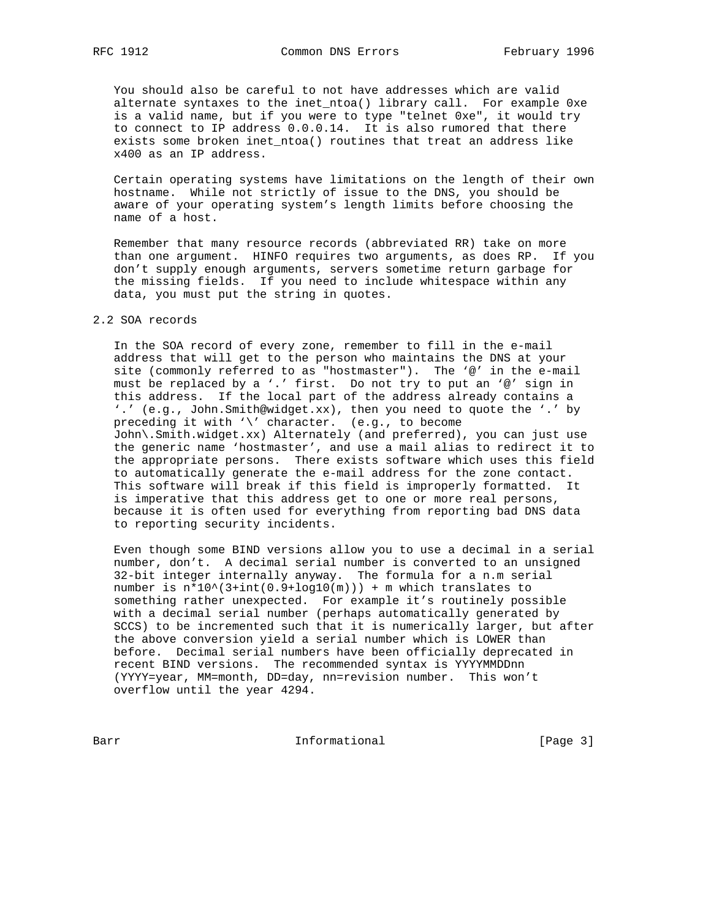You should also be careful to not have addresses which are valid alternate syntaxes to the inet_ntoa() library call. For example 0xe is a valid name, but if you were to type "telnet 0xe", it would try to connect to IP address 0.0.0.14. It is also rumored that there exists some broken inet_ntoa() routines that treat an address like x400 as an IP address.

Certain operating systems have limitations on the length of their own hostname. While not strictly of issue to the DNS, you should be aware of your operating system's length limits before choosing the name of a host.

Remember that many resource records (abbreviated RR) take on more than one argument. HINFO requires two arguments, as does RP. If you don't supply enough arguments, servers sometime return garbage for the missing fields. If you need to include whitespace within any data, you must put the string in quotes.

## 2.2 SOA records

In the SOA record of every zone, remember to fill in the e-mail address that will get to the person who maintains the DNS at your site (commonly referred to as "hostmaster"). The '@' in the e-mail must be replaced by a '.' first. Do not try to put an '@' sign in this address. If the local part of the address already contains a '.' (e.g., John.Smith@widget.xx), then you need to quote the '.' by preceding it with '\' character. (e.g., to become John\.Smith.widget.xx) Alternately (and preferred), you can just use the generic name 'hostmaster', and use a mail alias to redirect it to the appropriate persons. There exists software which uses this field to automatically generate the e-mail address for the zone contact. This software will break if this field is improperly formatted. It is imperative that this address get to one or more real persons, because it is often used for everything from reporting bad DNS data to reporting security incidents.

Even though some BIND versions allow you to use a decimal in a serial number, don't. A decimal serial number is converted to an unsigned 32-bit integer internally anyway. The formula for a n.m serial number is n*10^(3+int(0.9+log10(m))) + m which translates to something rather unexpected. For example it's routinely possible with a decimal serial number (perhaps automatically generated by SCCS) to be incremented such that it is numerically larger, but after the above conversion yield a serial number which is LOWER than before. Decimal serial numbers have been officially deprecated in recent BIND versions. The recommended syntax is YYYYMMDDnn (YYYY=year, MM=month, DD=day, nn=revision number. This won't overflow until the year 4294.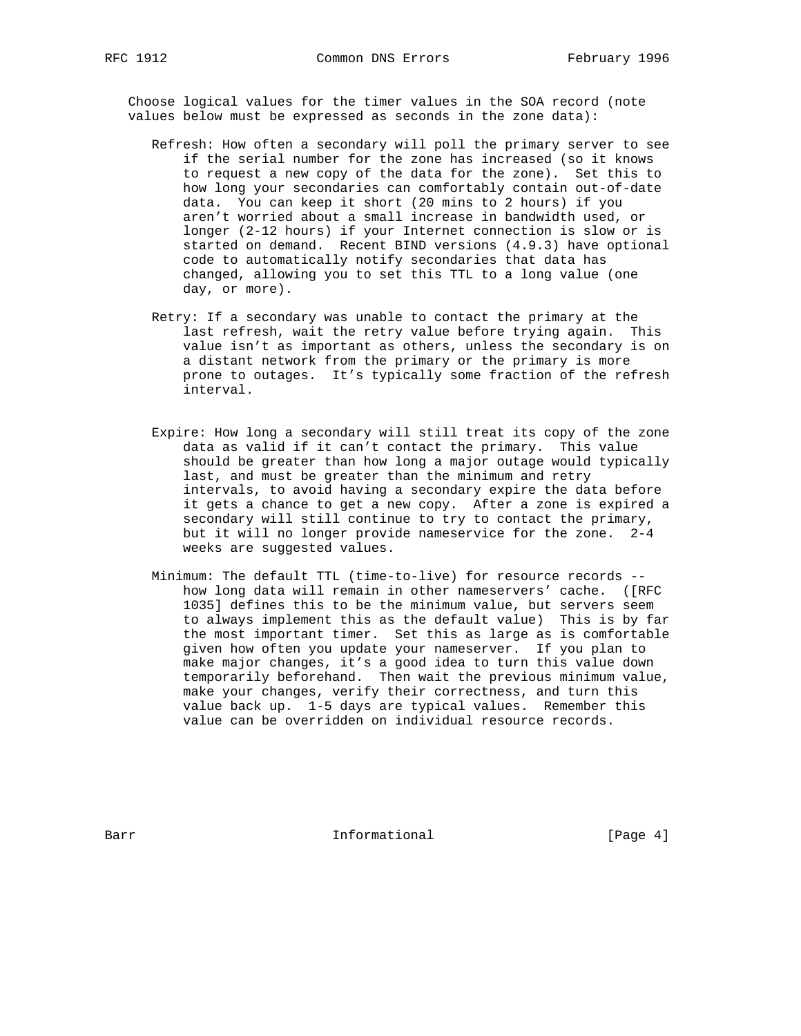Choose logical values for the timer values in the SOA record (note values below must be expressed as seconds in the zone data):

- Refresh: How often a secondary will poll the primary server to see if the serial number for the zone has increased (so it knows to request a new copy of the data for the zone). Set this to how long your secondaries can comfortably contain out-of-date data. You can keep it short (20 mins to 2 hours) if you aren't worried about a small increase in bandwidth used, or longer (2-12 hours) if your Internet connection is slow or is started on demand. Recent BIND versions (4.9.3) have optional code to automatically notify secondaries that data has changed, allowing you to set this TTL to a long value (one day, or more).

- Retry: If a secondary was unable to contact the primary at the last refresh, wait the retry value before trying again. This value isn't as important as others, unless the secondary is on a distant network from the primary or the primary is more prone to outages. It's typically some fraction of the refresh interval.

- Expire: How long a secondary will still treat its copy of the zone data as valid if it can't contact the primary. This value should be greater than how long a major outage would typically last, and must be greater than the minimum and retry intervals, to avoid having a secondary expire the data before it gets a chance to get a new copy. After a zone is expired a secondary will still continue to try to contact the primary, but it will no longer provide nameservice for the zone. 2-4 weeks are suggested values.

- Minimum: The default TTL (time-to-live) for resource records -- how long data will remain in other nameservers' cache. ([RFC 1035] defines this to be the minimum value, but servers seem to always implement this as the default value) This is by far the most important timer. Set this as large as is comfortable given how often you update your nameserver. If you plan to make major changes, it's a good idea to turn this value down temporarily beforehand. Then wait the previous minimum value, make your changes, verify their correctness, and turn this value back up. 1-5 days are typical values. Remember this value can be overridden on individual resource records.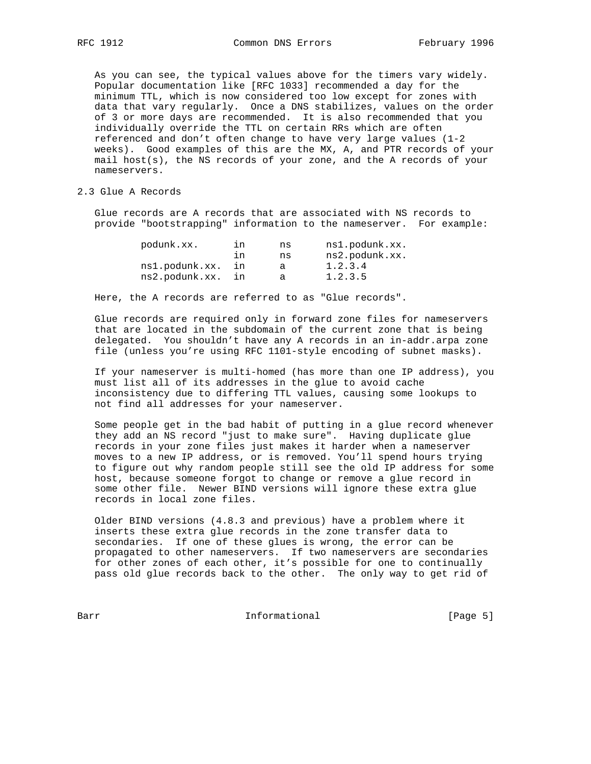As you can see, the typical values above for the timers vary widely. Popular documentation like [RFC 1033] recommended a day for the minimum TTL, which is now considered too low except for zones with data that vary regularly. Once a DNS stabilizes, values on the order of 3 or more days are recommended. It is also recommended that you individually override the TTL on certain RRs which are often referenced and don't often change to have very large values (1-2 weeks). Good examples of this are the MX, A, and PTR records of your mail host(s), the NS records of your zone, and the A records of your nameservers.

## 2.3 Glue A Records

Glue records are A records that are associated with NS records to provide "bootstrapping" information to the nameserver. For example:

```
podunk.xx.      in      ns      ns1.podunk.xx.
                in      ns      ns2.podunk.xx.
ns1.podunk.xx.  in      a       1.2.3.4
ns2.podunk.xx.  in      a       1.2.3.5
```

Here, the A records are referred to as "Glue records".

Glue records are required only in forward zone files for nameservers that are located in the subdomain of the current zone that is being delegated. You shouldn't have any A records in an in-addr.arpa zone file (unless you're using RFC 1101-style encoding of subnet masks).

If your nameserver is multi-homed (has more than one IP address), you must list all of its addresses in the glue to avoid cache inconsistency due to differing TTL values, causing some lookups to not find all addresses for your nameserver.

Some people get in the bad habit of putting in a glue record whenever they add an NS record "just to make sure". Having duplicate glue records in your zone files just makes it harder when a nameserver moves to a new IP address, or is removed. You'll spend hours trying to figure out why random people still see the old IP address for some host, because someone forgot to change or remove a glue record in some other file. Newer BIND versions will ignore these extra glue records in local zone files.

Older BIND versions (4.8.3 and previous) have a problem where it inserts these extra glue records in the zone transfer data to secondaries. If one of these glues is wrong, the error can be propagated to other nameservers. If two nameservers are secondaries for other zones of each other, it's possible for one to continually pass old glue records back to the other. The only way to get rid of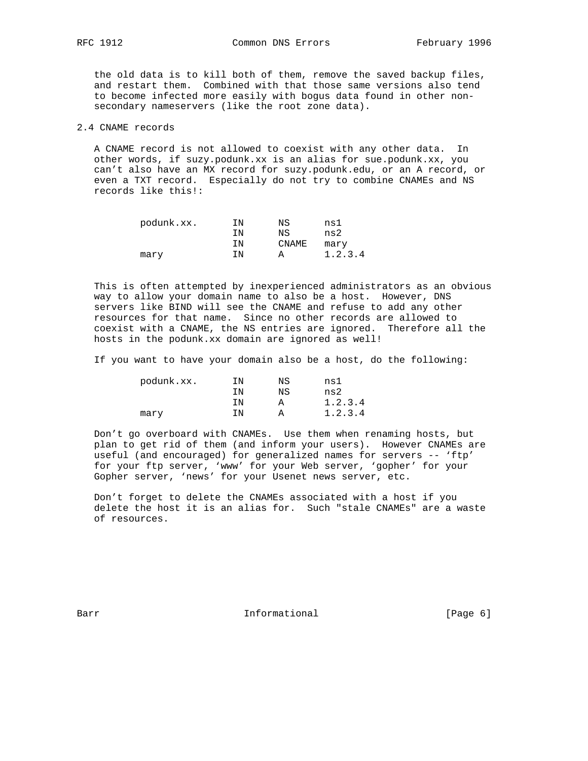the old data is to kill both of them, remove the saved backup files, and restart them. Combined with that those same versions also tend to become infected more easily with bogus data found in other non-secondary nameservers (like the root zone data).

## 2.4 CNAME records

A CNAME record is not allowed to coexist with any other data. In other words, if suzy.podunk.xx is an alias for sue.podunk.xx, you can't also have an MX record for suzy.podunk.edu, or an A record, or even a TXT record. Especially do not try to combine CNAMEs and NS records like this!:

```
        podunk.xx.      IN      NS      ns1
                        IN      NS      ns2
                        IN      CNAME   mary
        mary            IN      A       1.2.3.4
```

This is often attempted by inexperienced administrators as an obvious way to allow your domain name to also be a host. However, DNS servers like BIND will see the CNAME and refuse to add any other resources for that name. Since no other records are allowed to coexist with a CNAME, the NS entries are ignored. Therefore all the hosts in the podunk.xx domain are ignored as well!

If you want to have your domain also be a host, do the following:

```
        podunk.xx.      IN      NS      ns1
                        IN      NS      ns2
                        IN      A       1.2.3.4
        mary            IN      A       1.2.3.4
```

Don't go overboard with CNAMEs. Use them when renaming hosts, but plan to get rid of them (and inform your users). However CNAMEs are useful (and encouraged) for generalized names for servers -- 'ftp' for your ftp server, 'www' for your Web server, 'gopher' for your Gopher server, 'news' for your Usenet news server, etc.

Don't forget to delete the CNAMEs associated with a host if you delete the host it is an alias for. Such "stale CNAMEs" are a waste of resources.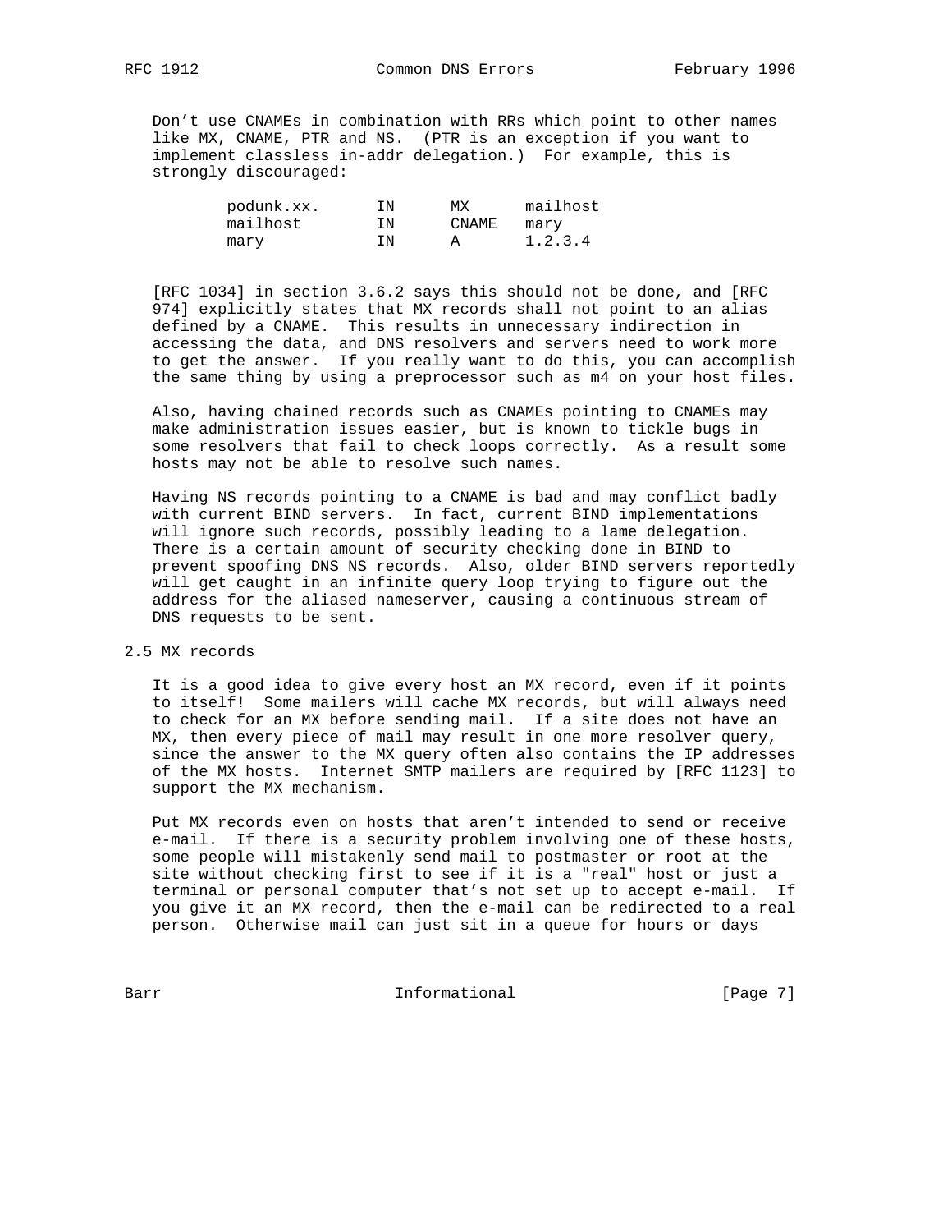Don't use CNAMEs in combination with RRs which point to other names like MX, CNAME, PTR and NS. (PTR is an exception if you want to implement classless in-addr delegation.) For example, this is strongly discouraged:

```
podunk.xx.      IN      MX      mailhost
mailhost        IN      CNAME   mary
mary            IN      A       1.2.3.4
```

[RFC 1034] in section 3.6.2 says this should not be done, and [RFC 974] explicitly states that MX records shall not point to an alias defined by a CNAME. This results in unnecessary indirection in accessing the data, and DNS resolvers and servers need to work more to get the answer. If you really want to do this, you can accomplish the same thing by using a preprocessor such as m4 on your host files.

Also, having chained records such as CNAMEs pointing to CNAMEs may make administration issues easier, but is known to tickle bugs in some resolvers that fail to check loops correctly. As a result some hosts may not be able to resolve such names.

Having NS records pointing to a CNAME is bad and may conflict badly with current BIND servers. In fact, current BIND implementations will ignore such records, possibly leading to a lame delegation. There is a certain amount of security checking done in BIND to prevent spoofing DNS NS records. Also, older BIND servers reportedly will get caught in an infinite query loop trying to figure out the address for the aliased nameserver, causing a continuous stream of DNS requests to be sent.

## 2.5 MX records

It is a good idea to give every host an MX record, even if it points to itself! Some mailers will cache MX records, but will always need to check for an MX before sending mail. If a site does not have an MX, then every piece of mail may result in one more resolver query, since the answer to the MX query often also contains the IP addresses of the MX hosts. Internet SMTP mailers are required by [RFC 1123] to support the MX mechanism.

Put MX records even on hosts that aren't intended to send or receive e-mail. If there is a security problem involving one of these hosts, some people will mistakenly send mail to postmaster or root at the site without checking first to see if it is a "real" host or just a terminal or personal computer that's not set up to accept e-mail. If you give it an MX record, then the e-mail can be redirected to a real person. Otherwise mail can just sit in a queue for hours or days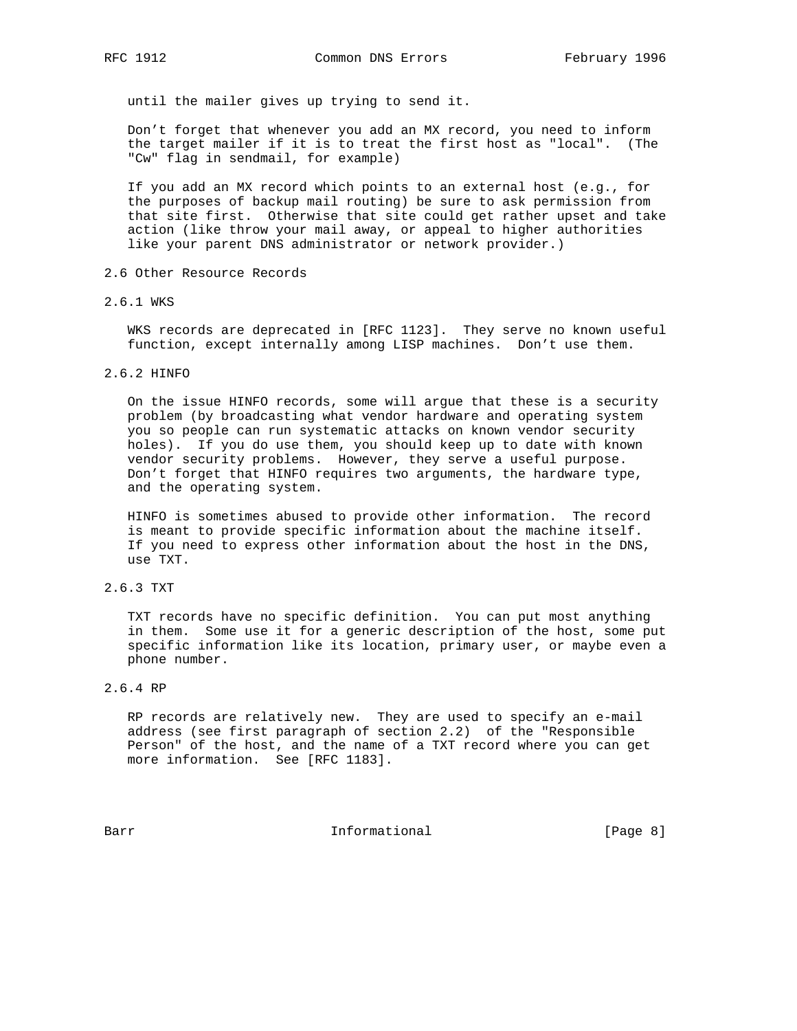until the mailer gives up trying to send it.

Don't forget that whenever you add an MX record, you need to inform the target mailer if it is to treat the first host as "local". (The "Cw" flag in sendmail, for example)

If you add an MX record which points to an external host (e.g., for the purposes of backup mail routing) be sure to ask permission from that site first. Otherwise that site could get rather upset and take action (like throw your mail away, or appeal to higher authorities like your parent DNS administrator or network provider.)

## 2.6 Other Resource Records

### 2.6.1 WKS

WKS records are deprecated in [RFC 1123]. They serve no known useful function, except internally among LISP machines. Don't use them.

### 2.6.2 HINFO

On the issue HINFO records, some will argue that these is a security problem (by broadcasting what vendor hardware and operating system you so people can run systematic attacks on known vendor security holes). If you do use them, you should keep up to date with known vendor security problems. However, they serve a useful purpose. Don't forget that HINFO requires two arguments, the hardware type, and the operating system.

HINFO is sometimes abused to provide other information. The record is meant to provide specific information about the machine itself. If you need to express other information about the host in the DNS, use TXT.

### 2.6.3 TXT

TXT records have no specific definition. You can put most anything in them. Some use it for a generic description of the host, some put specific information like its location, primary user, or maybe even a phone number.

### 2.6.4 RP

RP records are relatively new. They are used to specify an e-mail address (see first paragraph of section 2.2) of the "Responsible Person" of the host, and the name of a TXT record where you can get more information. See [RFC 1183].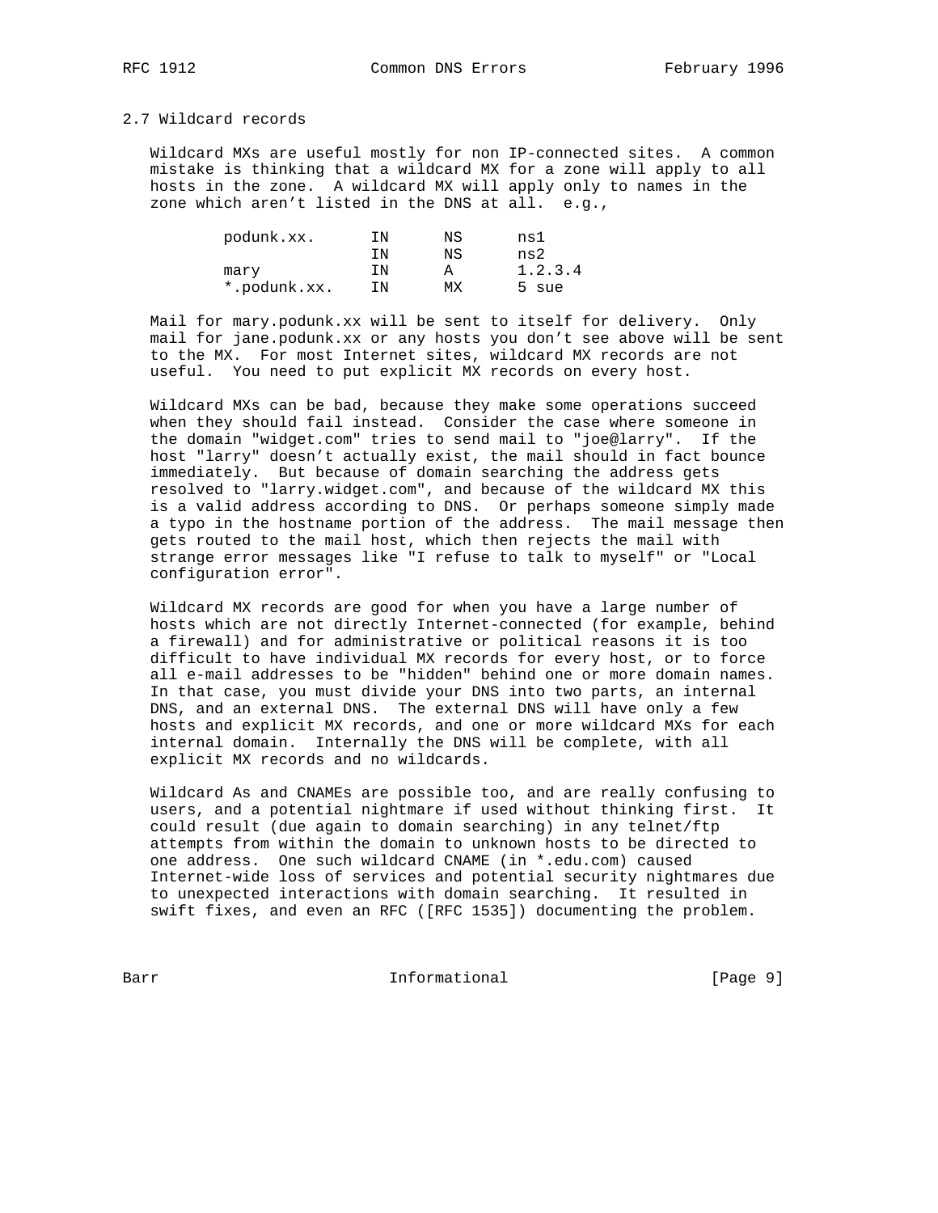### 2.7 Wildcard records

Wildcard MXs are useful mostly for non IP-connected sites. A common mistake is thinking that a wildcard MX for a zone will apply to all hosts in the zone. A wildcard MX will apply only to names in the zone which aren't listed in the DNS at all. e.g.,

```
        podunk.xx.      IN      NS      ns1
                        IN      NS      ns2
        mary            IN      A       1.2.3.4
        *.podunk.xx.    IN      MX      5 sue
```

Mail for mary.podunk.xx will be sent to itself for delivery. Only mail for jane.podunk.xx or any hosts you don't see above will be sent to the MX. For most Internet sites, wildcard MX records are not useful. You need to put explicit MX records on every host.

Wildcard MXs can be bad, because they make some operations succeed when they should fail instead. Consider the case where someone in the domain "widget.com" tries to send mail to "joe@larry". If the host "larry" doesn't actually exist, the mail should in fact bounce immediately. But because of domain searching the address gets resolved to "larry.widget.com", and because of the wildcard MX this is a valid address according to DNS. Or perhaps someone simply made a typo in the hostname portion of the address. The mail message then gets routed to the mail host, which then rejects the mail with strange error messages like "I refuse to talk to myself" or "Local configuration error".

Wildcard MX records are good for when you have a large number of hosts which are not directly Internet-connected (for example, behind a firewall) and for administrative or political reasons it is too difficult to have individual MX records for every host, or to force all e-mail addresses to be "hidden" behind one or more domain names. In that case, you must divide your DNS into two parts, an internal DNS, and an external DNS. The external DNS will have only a few hosts and explicit MX records, and one or more wildcard MXs for each internal domain. Internally the DNS will be complete, with all explicit MX records and no wildcards.

Wildcard As and CNAMEs are possible too, and are really confusing to users, and a potential nightmare if used without thinking first. It could result (due again to domain searching) in any telnet/ftp attempts from within the domain to unknown hosts to be directed to one address. One such wildcard CNAME (in *.edu.com) caused Internet-wide loss of services and potential security nightmares due to unexpected interactions with domain searching. It resulted in swift fixes, and even an RFC ([RFC 1535]) documenting the problem.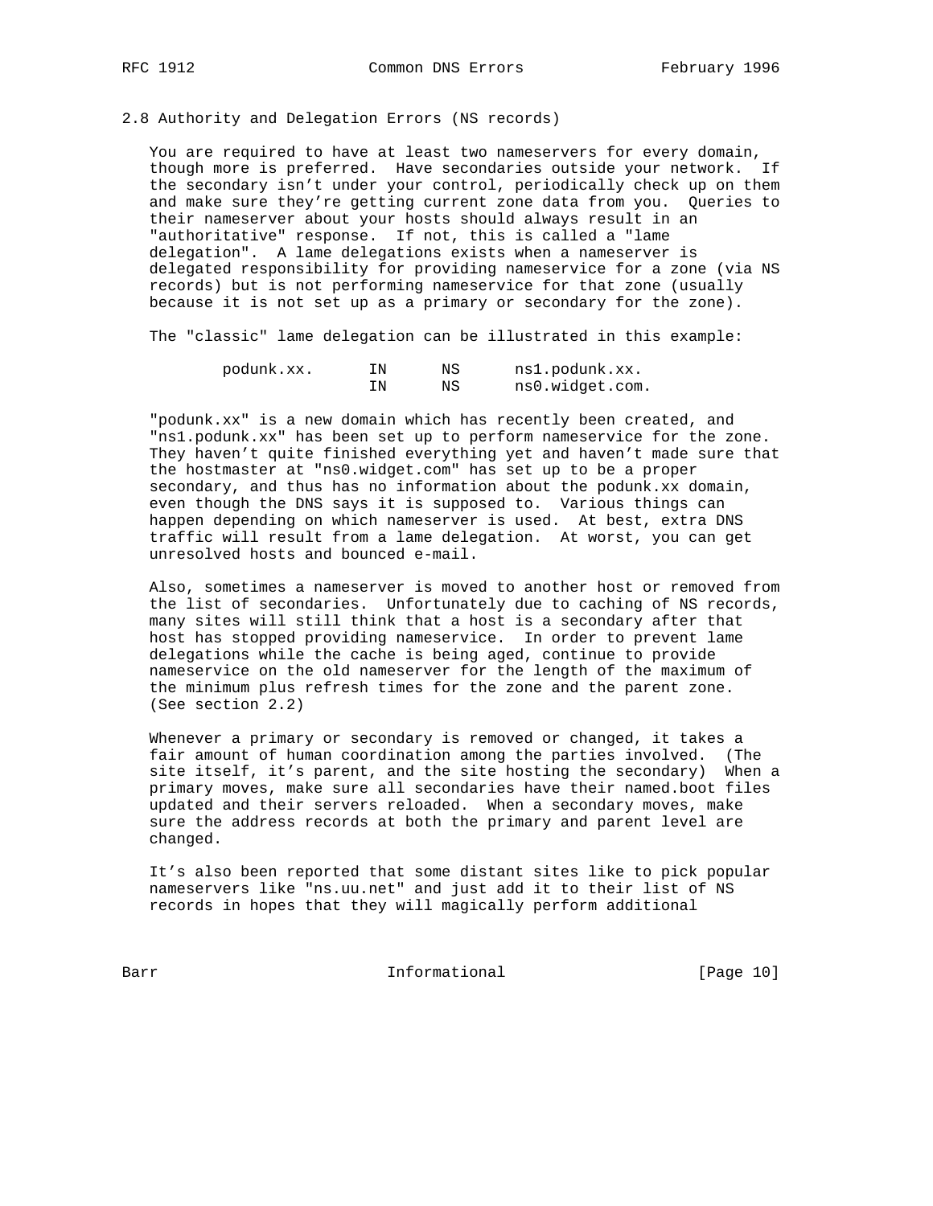## 2.8 Authority and Delegation Errors (NS records)

You are required to have at least two nameservers for every domain, though more is preferred. Have secondaries outside your network. If the secondary isn't under your control, periodically check up on them and make sure they're getting current zone data from you. Queries to their nameserver about your hosts should always result in an "authoritative" response. If not, this is called a "lame delegation". A lame delegations exists when a nameserver is delegated responsibility for providing nameservice for a zone (via NS records) but is not performing nameservice for that zone (usually because it is not set up as a primary or secondary for the zone).

The "classic" lame delegation can be illustrated in this example:

```
podunk.xx.      IN      NS      ns1.podunk.xx.
                IN      NS      ns0.widget.com.
```

"podunk.xx" is a new domain which has recently been created, and "ns1.podunk.xx" has been set up to perform nameservice for the zone. They haven't quite finished everything yet and haven't made sure that the hostmaster at "ns0.widget.com" has set up to be a proper secondary, and thus has no information about the podunk.xx domain, even though the DNS says it is supposed to. Various things can happen depending on which nameserver is used. At best, extra DNS traffic will result from a lame delegation. At worst, you can get unresolved hosts and bounced e-mail.

Also, sometimes a nameserver is moved to another host or removed from the list of secondaries. Unfortunately due to caching of NS records, many sites will still think that a host is a secondary after that host has stopped providing nameservice. In order to prevent lame delegations while the cache is being aged, continue to provide nameservice on the old nameserver for the length of the maximum of the minimum plus refresh times for the zone and the parent zone. (See section 2.2)

Whenever a primary or secondary is removed or changed, it takes a fair amount of human coordination among the parties involved. (The site itself, it's parent, and the site hosting the secondary) When a primary moves, make sure all secondaries have their named.boot files updated and their servers reloaded. When a secondary moves, make sure the address records at both the primary and parent level are changed.

It's also been reported that some distant sites like to pick popular nameservers like "ns.uu.net" and just add it to their list of NS records in hopes that they will magically perform additional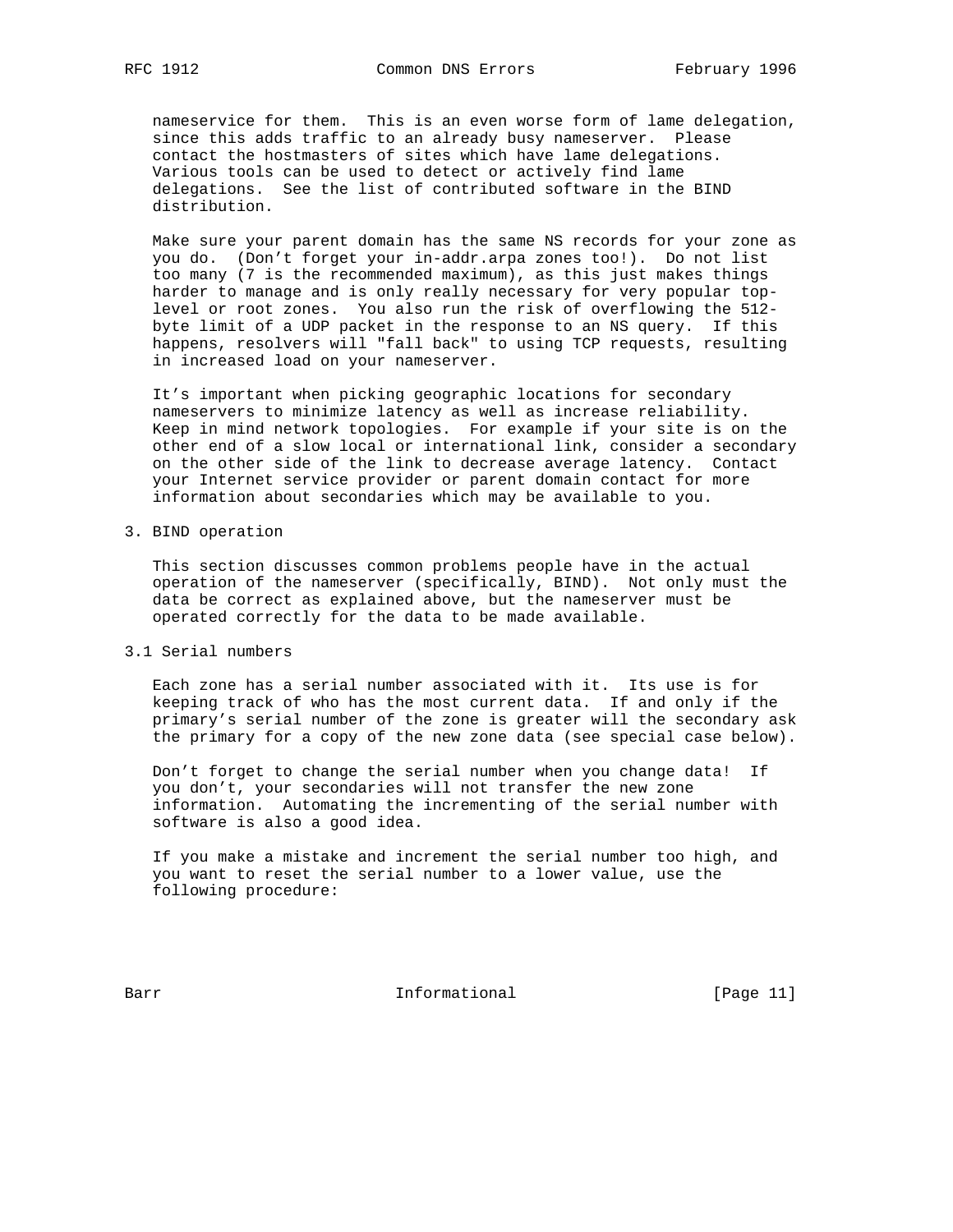nameservice for them. This is an even worse form of lame delegation, since this adds traffic to an already busy nameserver. Please contact the hostmasters of sites which have lame delegations. Various tools can be used to detect or actively find lame delegations. See the list of contributed software in the BIND distribution.

Make sure your parent domain has the same NS records for your zone as you do. (Don't forget your in-addr.arpa zones too!). Do not list too many (7 is the recommended maximum), as this just makes things harder to manage and is only really necessary for very popular top-level or root zones. You also run the risk of overflowing the 512-byte limit of a UDP packet in the response to an NS query. If this happens, resolvers will "fall back" to using TCP requests, resulting in increased load on your nameserver.

It's important when picking geographic locations for secondary nameservers to minimize latency as well as increase reliability. Keep in mind network topologies. For example if your site is on the other end of a slow local or international link, consider a secondary on the other side of the link to decrease average latency. Contact your Internet service provider or parent domain contact for more information about secondaries which may be available to you.

## 3. BIND operation

This section discusses common problems people have in the actual operation of the nameserver (specifically, BIND). Not only must the data be correct as explained above, but the nameserver must be operated correctly for the data to be made available.

### 3.1 Serial numbers

Each zone has a serial number associated with it. Its use is for keeping track of who has the most current data. If and only if the primary's serial number of the zone is greater will the secondary ask the primary for a copy of the new zone data (see special case below).

Don't forget to change the serial number when you change data! If you don't, your secondaries will not transfer the new zone information. Automating the incrementing of the serial number with software is also a good idea.

If you make a mistake and increment the serial number too high, and you want to reset the serial number to a lower value, use the following procedure: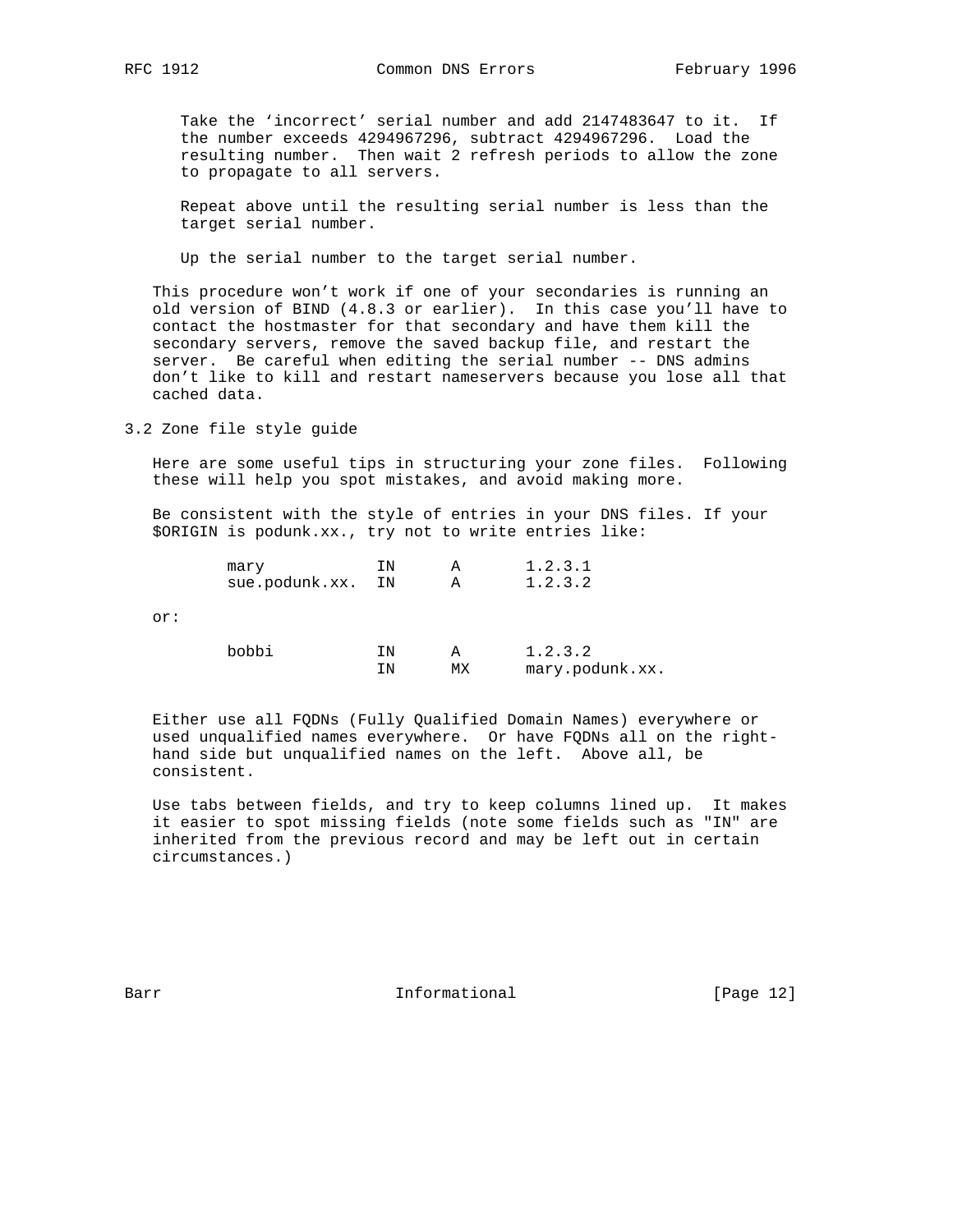Take the ‘incorrect’ serial number and add 2147483647 to it. If the number exceeds 4294967296, subtract 4294967296. Load the resulting number. Then wait 2 refresh periods to allow the zone to propagate to all servers.

Repeat above until the resulting serial number is less than the target serial number.

Up the serial number to the target serial number.

This procedure won’t work if one of your secondaries is running an old version of BIND (4.8.3 or earlier). In this case you’ll have to contact the hostmaster for that secondary and have them kill the secondary servers, remove the saved backup file, and restart the server. Be careful when editing the serial number -- DNS admins don’t like to kill and restart nameservers because you lose all that cached data.

## 3.2 Zone file style guide

Here are some useful tips in structuring your zone files. Following these will help you spot mistakes, and avoid making more.

Be consistent with the style of entries in your DNS files. If your $ORIGIN is podunk.xx., try not to write entries like:

```
        mary            IN      A       1.2.3.1
        sue.podunk.xx.  IN      A       1.2.3.2
```

or:

```
        bobbi           IN      A       1.2.3.2
                        IN      MX      mary.podunk.xx.
```

Either use all FQDNs (Fully Qualified Domain Names) everywhere or used unqualified names everywhere. Or have FQDNs all on the right-hand side but unqualified names on the left. Above all, be consistent.

Use tabs between fields, and try to keep columns lined up. It makes it easier to spot missing fields (note some fields such as "IN" are inherited from the previous record and may be left out in certain circumstances.)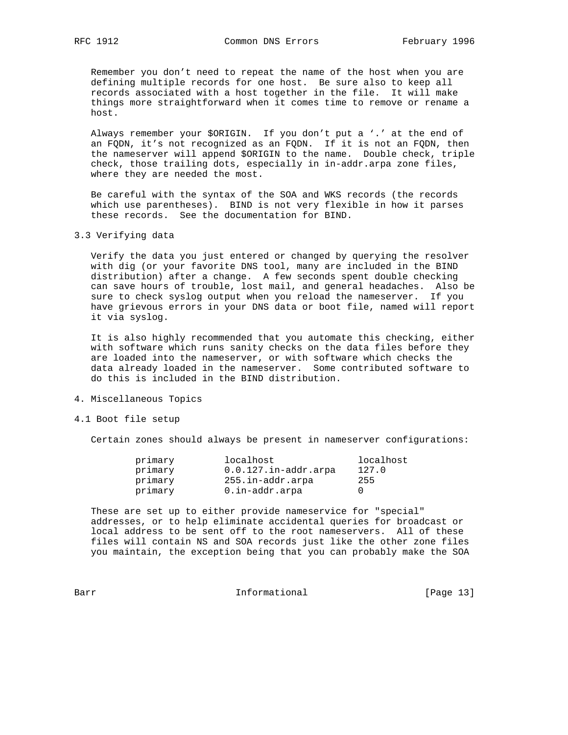Remember you don't need to repeat the name of the host when you are defining multiple records for one host. Be sure also to keep all records associated with a host together in the file. It will make things more straightforward when it comes time to remove or rename a host.

Always remember your $ORIGIN. If you don't put a '.' at the end of an FQDN, it's not recognized as an FQDN. If it is not an FQDN, then the nameserver will append $ORIGIN to the name. Double check, triple check, those trailing dots, especially in in-addr.arpa zone files, where they are needed the most.

Be careful with the syntax of the SOA and WKS records (the records which use parentheses). BIND is not very flexible in how it parses these records. See the documentation for BIND.

## 3.3 Verifying data

Verify the data you just entered or changed by querying the resolver with dig (or your favorite DNS tool, many are included in the BIND distribution) after a change. A few seconds spent double checking can save hours of trouble, lost mail, and general headaches. Also be sure to check syslog output when you reload the nameserver. If you have grievous errors in your DNS data or boot file, named will report it via syslog.

It is also highly recommended that you automate this checking, either with software which runs sanity checks on the data files before they are loaded into the nameserver, or with software which checks the data already loaded in the nameserver. Some contributed software to do this is included in the BIND distribution.

# 4. Miscellaneous Topics

## 4.1 Boot file setup

Certain zones should always be present in nameserver configurations:

```
        primary         localhost               localhost
        primary         0.0.127.in-addr.arpa    127.0
        primary         255.in-addr.arpa        255
        primary         0.in-addr.arpa          0
```

These are set up to either provide nameservice for "special" addresses, or to help eliminate accidental queries for broadcast or local address to be sent off to the root nameservers. All of these files will contain NS and SOA records just like the other zone files you maintain, the exception being that you can probably make the SOA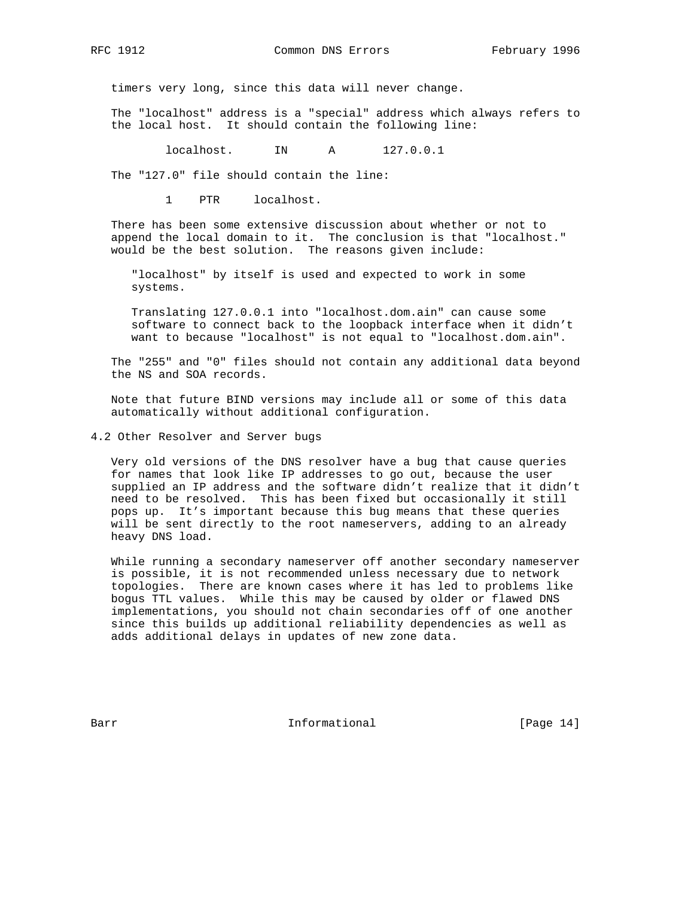timers very long, since this data will never change.

The "localhost" address is a "special" address which always refers to the local host. It should contain the following line:

```
localhost.      IN      A       127.0.0.1
```

The "127.0" file should contain the line:

```
1    PTR     localhost.
```

There has been some extensive discussion about whether or not to append the local domain to it. The conclusion is that "localhost." would be the best solution. The reasons given include:

"localhost" by itself is used and expected to work in some systems.

Translating 127.0.0.1 into "localhost.dom.ain" can cause some software to connect back to the loopback interface when it didn't want to because "localhost" is not equal to "localhost.dom.ain".

The "255" and "0" files should not contain any additional data beyond the NS and SOA records.

Note that future BIND versions may include all or some of this data automatically without additional configuration.

## 4.2 Other Resolver and Server bugs

Very old versions of the DNS resolver have a bug that cause queries for names that look like IP addresses to go out, because the user supplied an IP address and the software didn't realize that it didn't need to be resolved. This has been fixed but occasionally it still pops up. It's important because this bug means that these queries will be sent directly to the root nameservers, adding to an already heavy DNS load.

While running a secondary nameserver off another secondary nameserver is possible, it is not recommended unless necessary due to network topologies. There are known cases where it has led to problems like bogus TTL values. While this may be caused by older or flawed DNS implementations, you should not chain secondaries off of one another since this builds up additional reliability dependencies as well as adds additional delays in updates of new zone data.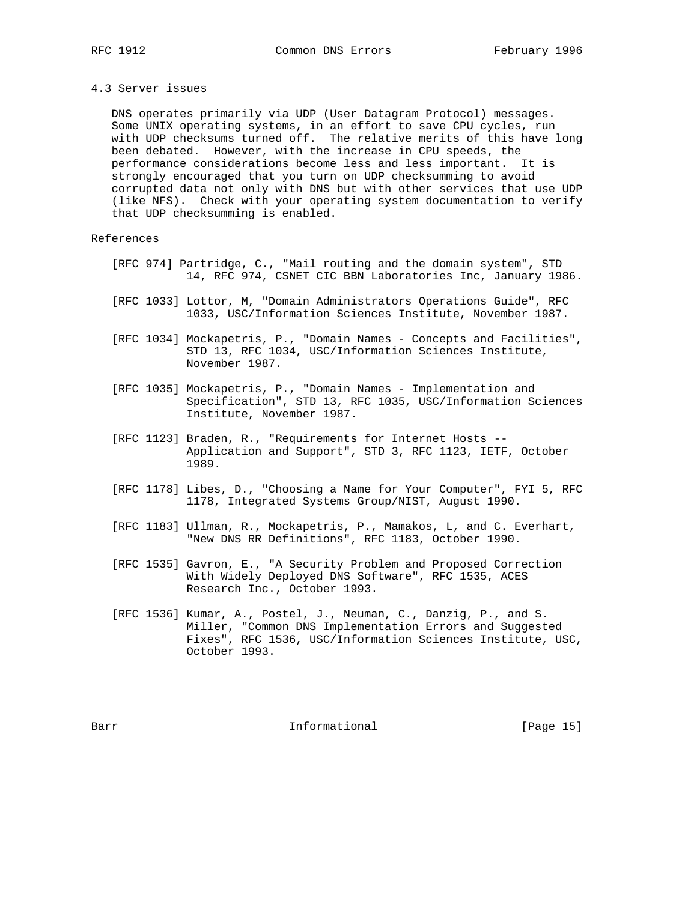### 4.3 Server issues

DNS operates primarily via UDP (User Datagram Protocol) messages. Some UNIX operating systems, in an effort to save CPU cycles, run with UDP checksums turned off. The relative merits of this have long been debated. However, with the increase in CPU speeds, the performance considerations become less and less important. It is strongly encouraged that you turn on UDP checksumming to avoid corrupted data not only with DNS but with other services that use UDP (like NFS). Check with your operating system documentation to verify that UDP checksumming is enabled.

## References

[RFC 974] Partridge, C., "Mail routing and the domain system", STD 14, RFC 974, CSNET CIC BBN Laboratories Inc, January 1986.

[RFC 1033] Lottor, M, "Domain Administrators Operations Guide", RFC 1033, USC/Information Sciences Institute, November 1987.

[RFC 1034] Mockapetris, P., "Domain Names - Concepts and Facilities", STD 13, RFC 1034, USC/Information Sciences Institute, November 1987.

[RFC 1035] Mockapetris, P., "Domain Names - Implementation and Specification", STD 13, RFC 1035, USC/Information Sciences Institute, November 1987.

[RFC 1123] Braden, R., "Requirements for Internet Hosts -- Application and Support", STD 3, RFC 1123, IETF, October 1989.

[RFC 1178] Libes, D., "Choosing a Name for Your Computer", FYI 5, RFC 1178, Integrated Systems Group/NIST, August 1990.

[RFC 1183] Ullman, R., Mockapetris, P., Mamakos, L, and C. Everhart, "New DNS RR Definitions", RFC 1183, October 1990.

[RFC 1535] Gavron, E., "A Security Problem and Proposed Correction With Widely Deployed DNS Software", RFC 1535, ACES Research Inc., October 1993.

[RFC 1536] Kumar, A., Postel, J., Neuman, C., Danzig, P., and S. Miller, "Common DNS Implementation Errors and Suggested Fixes", RFC 1536, USC/Information Sciences Institute, USC, October 1993.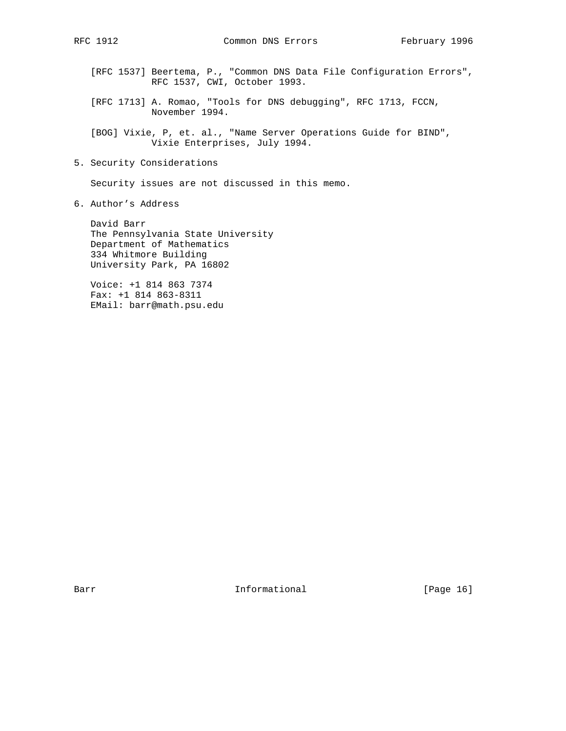[RFC 1537] Beertema, P., "Common DNS Data File Configuration Errors", RFC 1537, CWI, October 1993.

[RFC 1713] A. Romao, "Tools for DNS debugging", RFC 1713, FCCN, November 1994.

[BOG] Vixie, P, et. al., "Name Server Operations Guide for BIND", Vixie Enterprises, July 1994.

## 5. Security Considerations

Security issues are not discussed in this memo.

## 6. Author's Address

David Barr
The Pennsylvania State University
Department of Mathematics
334 Whitmore Building
University Park, PA 16802

Voice: +1 814 863 7374
Fax: +1 814 863-8311
EMail: barr@math.psu.edu